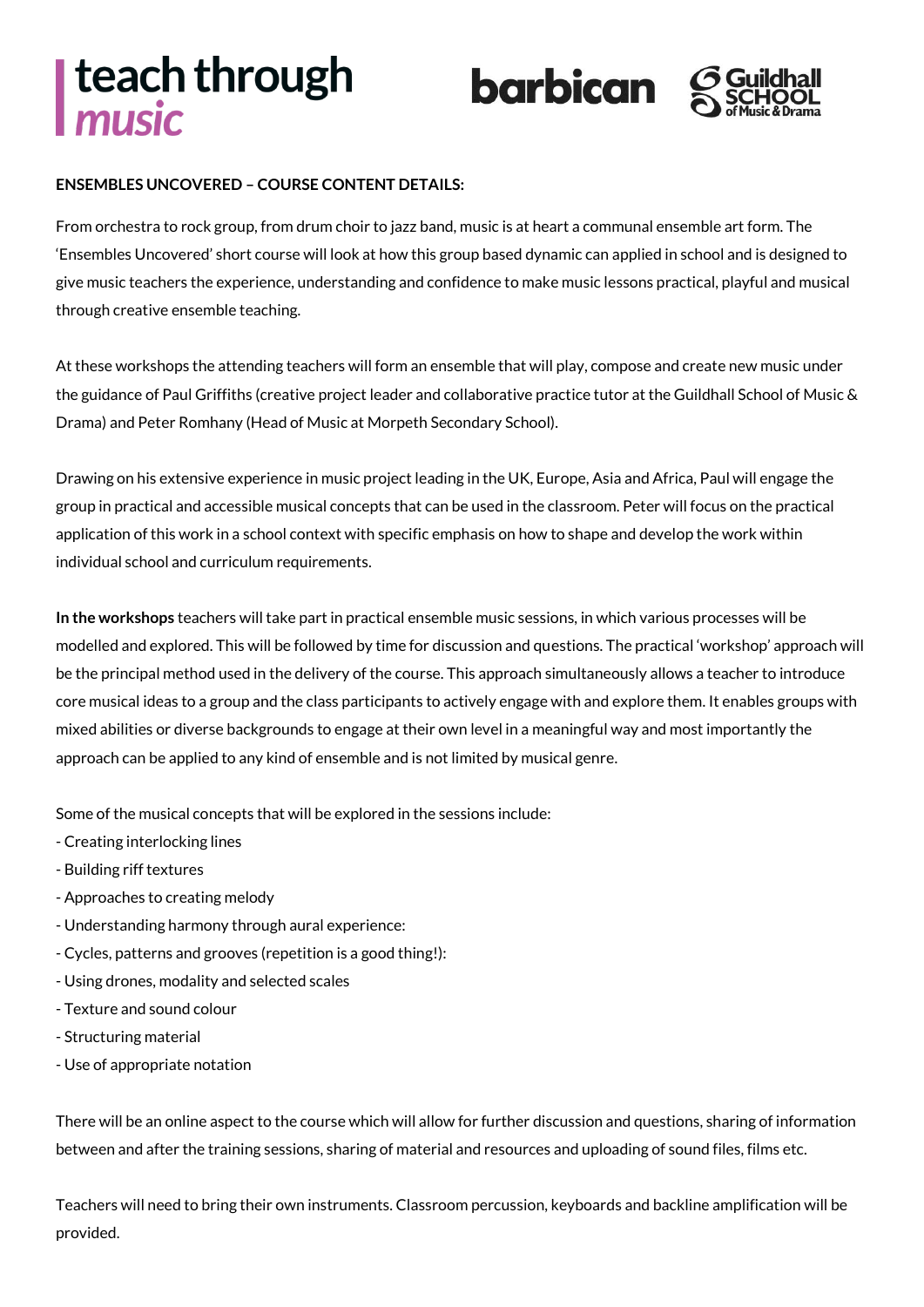teach through *music*

barbican

Guildhall School of Music & Drama

**ENSEMBLES UNCOVERED – COURSE CONTENT DETAILS:**

From orchestra to rock group, from drum choir to jazz band, music is at heart a communal ensemble art form. The 'Ensembles Uncovered' short course will look at how this group based dynamic can applied in school and is designed to give music teachers the experience, understanding and confidence to make music lessons practical, playful and musical through creative ensemble teaching.

At these workshops the attending teachers will form an ensemble that will play, compose and create new music under the guidance of Paul Griffiths (creative project leader and collaborative practice tutor at the Guildhall School of Music & Drama) and Peter Romhany (Head of Music at Morpeth Secondary School).

Drawing on his extensive experience in music project leading in the UK, Europe, Asia and Africa, Paul will engage the group in practical and accessible musical concepts that can be used in the classroom. Peter will focus on the practical application of this work in a school context with specific emphasis on how to shape and develop the work within individual school and curriculum requirements.

**In the workshops** teachers will take part in practical ensemble music sessions, in which various processes will be modelled and explored. This will be followed by time for discussion and questions. The practical 'workshop' approach will be the principal method used in the delivery of the course. This approach simultaneously allows a teacher to introduce core musical ideas to a group and the class participants to actively engage with and explore them. It enables groups with mixed abilities or diverse backgrounds to engage at their own level in a meaningful way and most importantly the approach can be applied to any kind of ensemble and is not limited by musical genre.

Some of the musical concepts that will be explored in the sessions include:

- Creating interlocking lines
- Building riff textures
- Approaches to creating melody
- Understanding harmony through aural experience:
- Cycles, patterns and grooves (repetition is a good thing!):
- Using drones, modality and selected scales
- Texture and sound colour
- Structuring material
- Use of appropriate notation

There will be an online aspect to the course which will allow for further discussion and questions, sharing of information between and after the training sessions, sharing of material and resources and uploading of sound files, films etc.

Teachers will need to bring their own instruments. Classroom percussion, keyboards and backline amplification will be provided.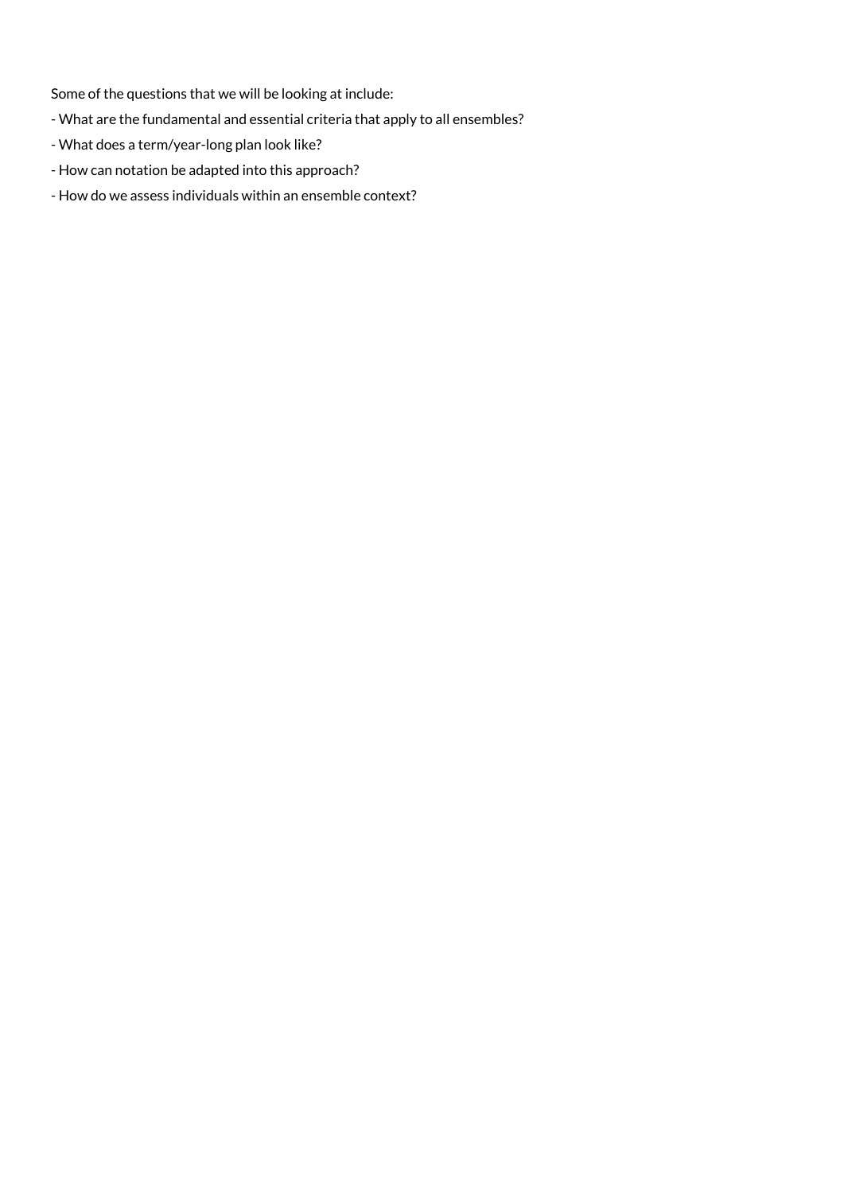Some of the questions that we will be looking at include:

- What are the fundamental and essential criteria that apply to all ensembles?
- What does a term/year-long plan look like?
- How can notation be adapted into this approach?
- How do we assess individuals within an ensemble context?